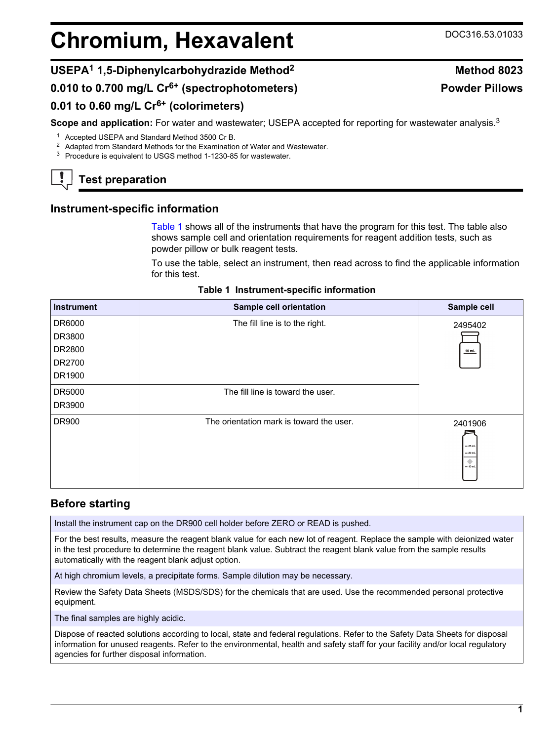# Chromium, Hexavalent

DOC316.53.01033

## USEPA[1] 1,5-Diphenylcarbohydrazide Method[2]

**Method 8023**

**0.010 to 0.700 mg/L $Cr^{6+}$ (spectrophotometers)**

**Powder Pillows**

**0.01 to 0.60 mg/L $Cr^{6+}$ (colorimeters)**

**Scope and application:** For water and wastewater; USEPA accepted for reporting for wastewater analysis.[3]

[1] Accepted USEPA and Standard Method 3500 Cr B.
[2] Adapted from Standard Methods for the Examination of Water and Wastewater.
[3] Procedure is equivalent to USGS method 1-1230-85 for wastewater.

## Test preparation

### Instrument-specific information

Table 1 shows all of the instruments that have the program for this test. The table also shows sample cell and orientation requirements for reagent addition tests, such as powder pillow or bulk reagent tests.

To use the table, select an instrument, then read across to find the applicable information for this test.

**Table 1 Instrument-specific information**

| Instrument | Sample cell orientation | Sample cell |
|---|---|---|
| DR6000<br>DR3800<br>DR2800<br>DR2700<br>DR1900 | The fill line is to the right. | 2495402 |
| DR5000<br>DR3900 | The fill line is toward the user. | |
| DR900 | The orientation mark is toward the user. | 2401906 |

### Before starting

Install the instrument cap on the DR900 cell holder before ZERO or READ is pushed.

For the best results, measure the reagent blank value for each new lot of reagent. Replace the sample with deionized water in the test procedure to determine the reagent blank value. Subtract the reagent blank value from the sample results automatically with the reagent blank adjust option.

At high chromium levels, a precipitate forms. Sample dilution may be necessary.

Review the Safety Data Sheets (MSDS/SDS) for the chemicals that are used. Use the recommended personal protective equipment.

The final samples are highly acidic.

Dispose of reacted solutions according to local, state and federal regulations. Refer to the Safety Data Sheets for disposal information for unused reagents. Refer to the environmental, health and safety staff for your facility and/or local regulatory agencies for further disposal information.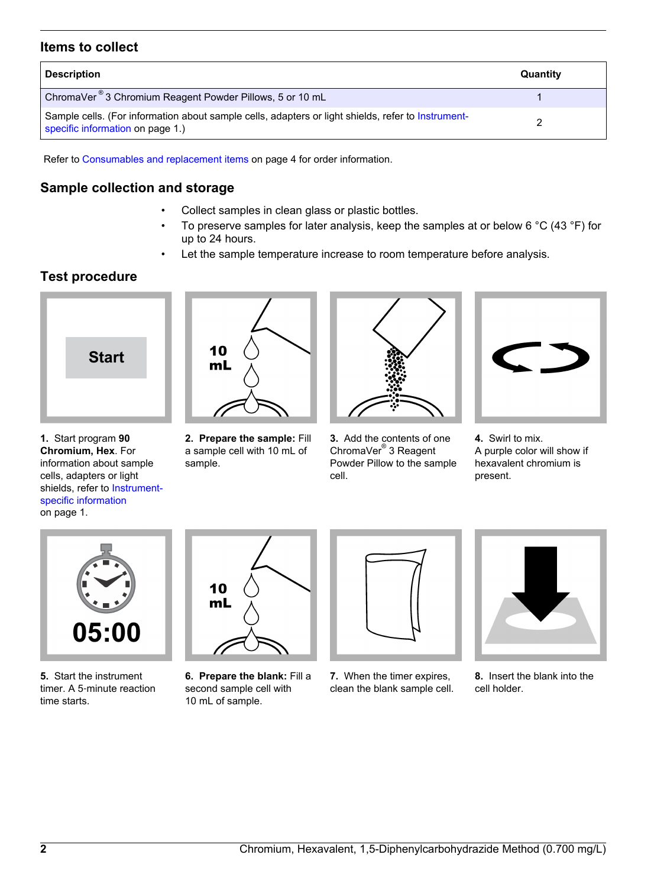## Items to collect

| Description | Quantity |
|---|---|
| ChromaVer® 3 Chromium Reagent Powder Pillows, 5 or 10 mL | 1 |
| Sample cells. (For information about sample cells, adapters or light shields, refer to Instrument-specific information on page 1.) | 2 |

Refer to Consumables and replacement items on page 4 for order information.

## Sample collection and storage

- Collect samples in clean glass or plastic bottles.
- To preserve samples for later analysis, keep the samples at or below 6 °C (43 °F) for up to 24 hours.
- Let the sample temperature increase to room temperature before analysis.

## Test procedure

1. Start program **90 Chromium, Hex**. For information about sample cells, adapters or light shields, refer to Instrument-specific information on page 1.

2. **Prepare the sample:** Fill a sample cell with 10 mL of sample.

3. Add the contents of one ChromaVer® 3 Reagent Powder Pillow to the sample cell.

4. Swirl to mix. A purple color will show if hexavalent chromium is present.

5. Start the instrument timer. A 5-minute reaction time starts.

6. **Prepare the blank:** Fill a second sample cell with 10 mL of sample.

7. When the timer expires, clean the blank sample cell.

8. Insert the blank into the cell holder.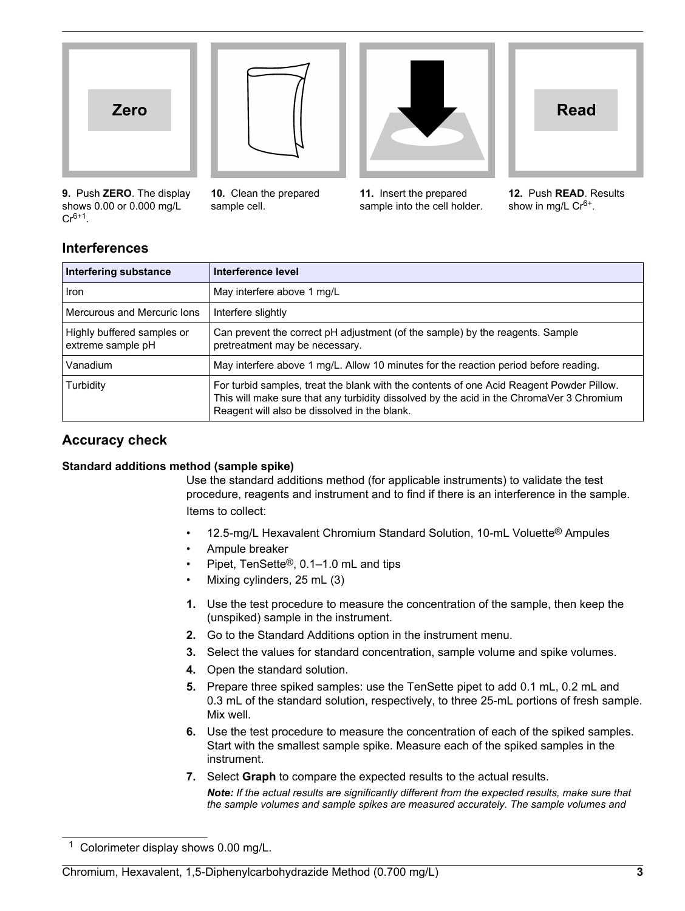Zero

**9.** Push **ZERO**. The display shows 0.00 or 0.000 mg/L $Cr^{6+}$[1].

**10.** Clean the prepared sample cell.

**11.** Insert the prepared sample into the cell holder.

Read

**12.** Push **READ**. Results show in mg/L $Cr^{6+}$.

## Interferences

| Interfering substance | Interference level |
|---|---|
| Iron | May interfere above 1 mg/L |
| Mercurous and Mercuric Ions | Interfere slightly |
| Highly buffered samples or extreme sample pH | Can prevent the correct pH adjustment (of the sample) by the reagents. Sample pretreatment may be necessary. |
| Vanadium | May interfere above 1 mg/L. Allow 10 minutes for the reaction period before reading. |
| Turbidity | For turbid samples, treat the blank with the contents of one Acid Reagent Powder Pillow. This will make sure that any turbidity dissolved by the acid in the ChromaVer 3 Chromium Reagent will also be dissolved in the blank. |

## Accuracy check

### Standard additions method (sample spike)

Use the standard additions method (for applicable instruments) to validate the test procedure, reagents and instrument and to find if there is an interference in the sample.

Items to collect:

- 12.5-mg/L Hexavalent Chromium Standard Solution, 10-mL Voluette® Ampules
- Ampule breaker
- Pipet, TenSette®, 0.1–1.0 mL and tips
- Mixing cylinders, 25 mL (3)

1. Use the test procedure to measure the concentration of the sample, then keep the (unspiked) sample in the instrument.
2. Go to the Standard Additions option in the instrument menu.
3. Select the values for standard concentration, sample volume and spike volumes.
4. Open the standard solution.
5. Prepare three spiked samples: use the TenSette pipet to add 0.1 mL, 0.2 mL and 0.3 mL of the standard solution, respectively, to three 25-mL portions of fresh sample. Mix well.
6. Use the test procedure to measure the concentration of each of the spiked samples. Start with the smallest sample spike. Measure each of the spiked samples in the instrument.
7. Select **Graph** to compare the expected results to the actual results.

   ***Note:*** *If the actual results are significantly different from the expected results, make sure that the sample volumes and sample spikes are measured accurately. The sample volumes and*

[1] Colorimeter display shows 0.00 mg/L.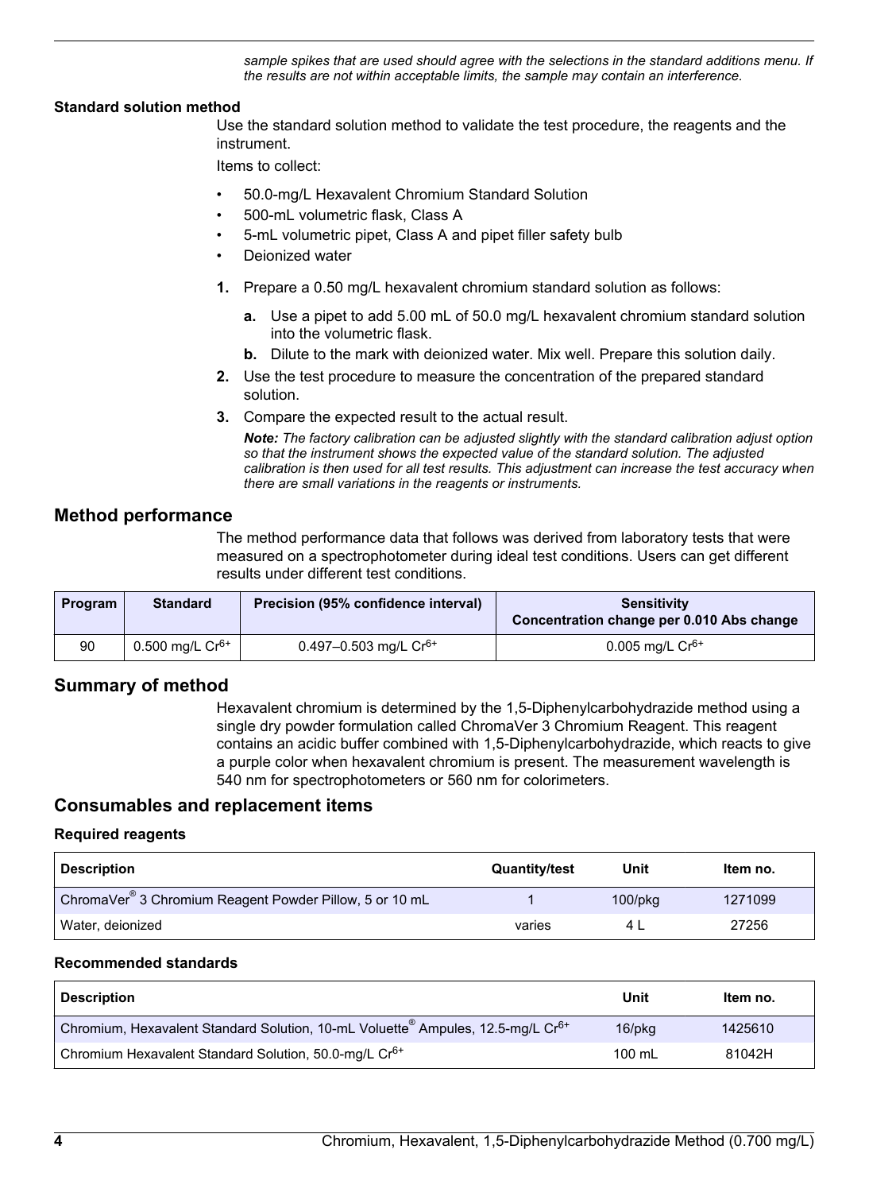*sample spikes that are used should agree with the selections in the standard additions menu. If the results are not within acceptable limits, the sample may contain an interference.*

#### Standard solution method

Use the standard solution method to validate the test procedure, the reagents and the instrument.

Items to collect:

- 50.0-mg/L Hexavalent Chromium Standard Solution
- 500-mL volumetric flask, Class A
- 5-mL volumetric pipet, Class A and pipet filler safety bulb
- Deionized water

1. Prepare a 0.50 mg/L hexavalent chromium standard solution as follows:
   a. Use a pipet to add 5.00 mL of 50.0 mg/L hexavalent chromium standard solution into the volumetric flask.
   b. Dilute to the mark with deionized water. Mix well. Prepare this solution daily.
2. Use the test procedure to measure the concentration of the prepared standard solution.
3. Compare the expected result to the actual result.

   ***Note:*** *The factory calibration can be adjusted slightly with the standard calibration adjust option so that the instrument shows the expected value of the standard solution. The adjusted calibration is then used for all test results. This adjustment can increase the test accuracy when there are small variations in the reagents or instruments.*

## Method performance

The method performance data that follows was derived from laboratory tests that were measured on a spectrophotometer during ideal test conditions. Users can get different results under different test conditions.

| Program | Standard | Precision (95% confidence interval) | Sensitivity Concentration change per 0.010 Abs change |
| --- | --- | --- | --- |
| 90 | 0.500 mg/L $Cr^{6+}$ | 0.497–0.503 mg/L $Cr^{6+}$ | 0.005 mg/L $Cr^{6+}$ |

## Summary of method

Hexavalent chromium is determined by the 1,5-Diphenylcarbohydrazide method using a single dry powder formulation called ChromaVer 3 Chromium Reagent. This reagent contains an acidic buffer combined with 1,5-Diphenylcarbohydrazide, which reacts to give a purple color when hexavalent chromium is present. The measurement wavelength is 540 nm for spectrophotometers or 560 nm for colorimeters.

## Consumables and replacement items

#### Required reagents

| Description | Quantity/test | Unit | Item no. |
| --- | --- | --- | --- |
| ChromaVer® 3 Chromium Reagent Powder Pillow, 5 or 10 mL | 1 | 100/pkg | 1271099 |
| Water, deionized | varies | 4 L | 27256 |

#### Recommended standards

| Description | Unit | Item no. |
| --- | --- | --- |
| Chromium, Hexavalent Standard Solution, 10-mL Voluette® Ampules, 12.5-mg/L $Cr^{6+}$ | 16/pkg | 1425610 |
| Chromium Hexavalent Standard Solution, 50.0-mg/L $Cr^{6+}$ | 100 mL | 81042H |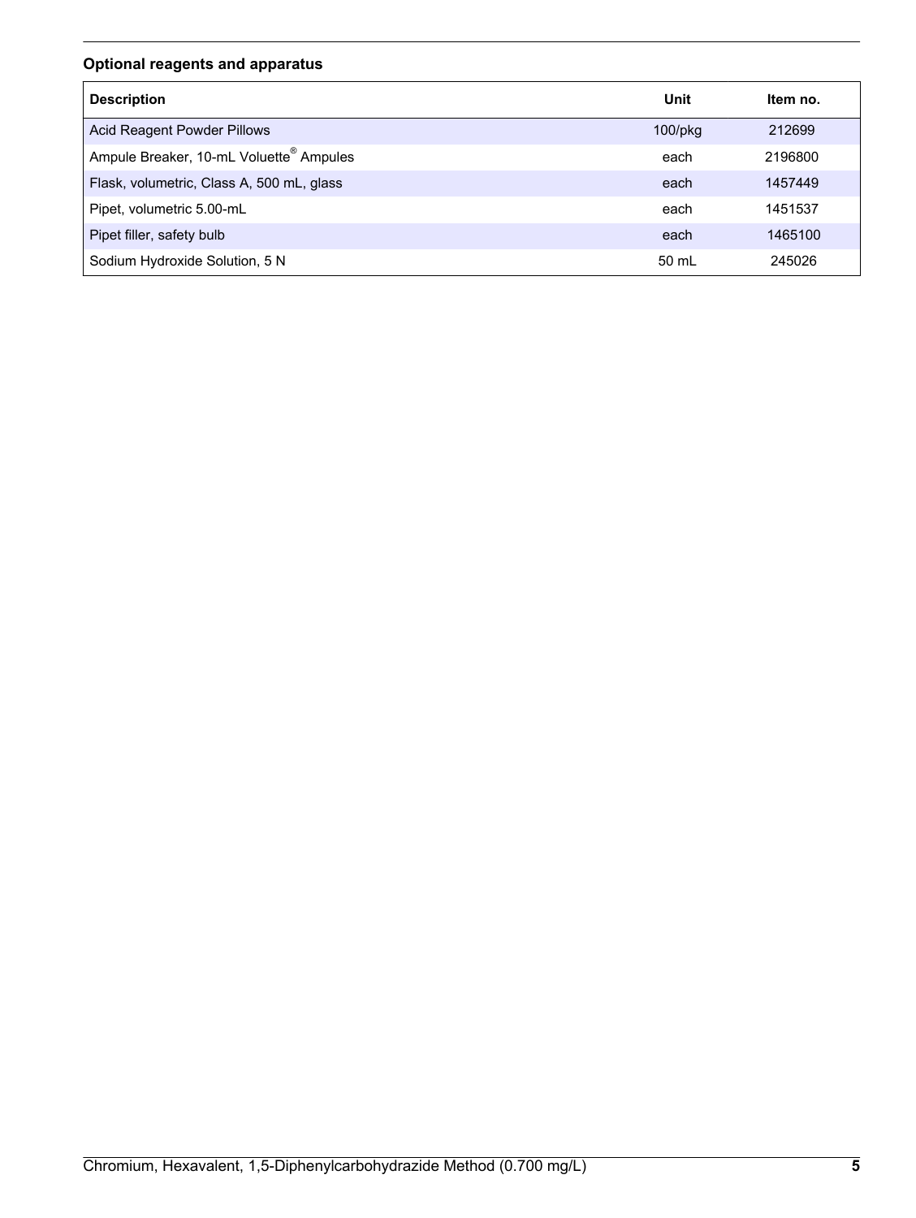### Optional reagents and apparatus

| Description | Unit | Item no. |
| --- | --- | --- |
| Acid Reagent Powder Pillows | 100/pkg | 212699 |
| Ampule Breaker, 10-mL Voluette® Ampules | each | 2196800 |
| Flask, volumetric, Class A, 500 mL, glass | each | 1457449 |
| Pipet, volumetric 5.00-mL | each | 1451537 |
| Pipet filler, safety bulb | each | 1465100 |
| Sodium Hydroxide Solution, 5 N | 50 mL | 245026 |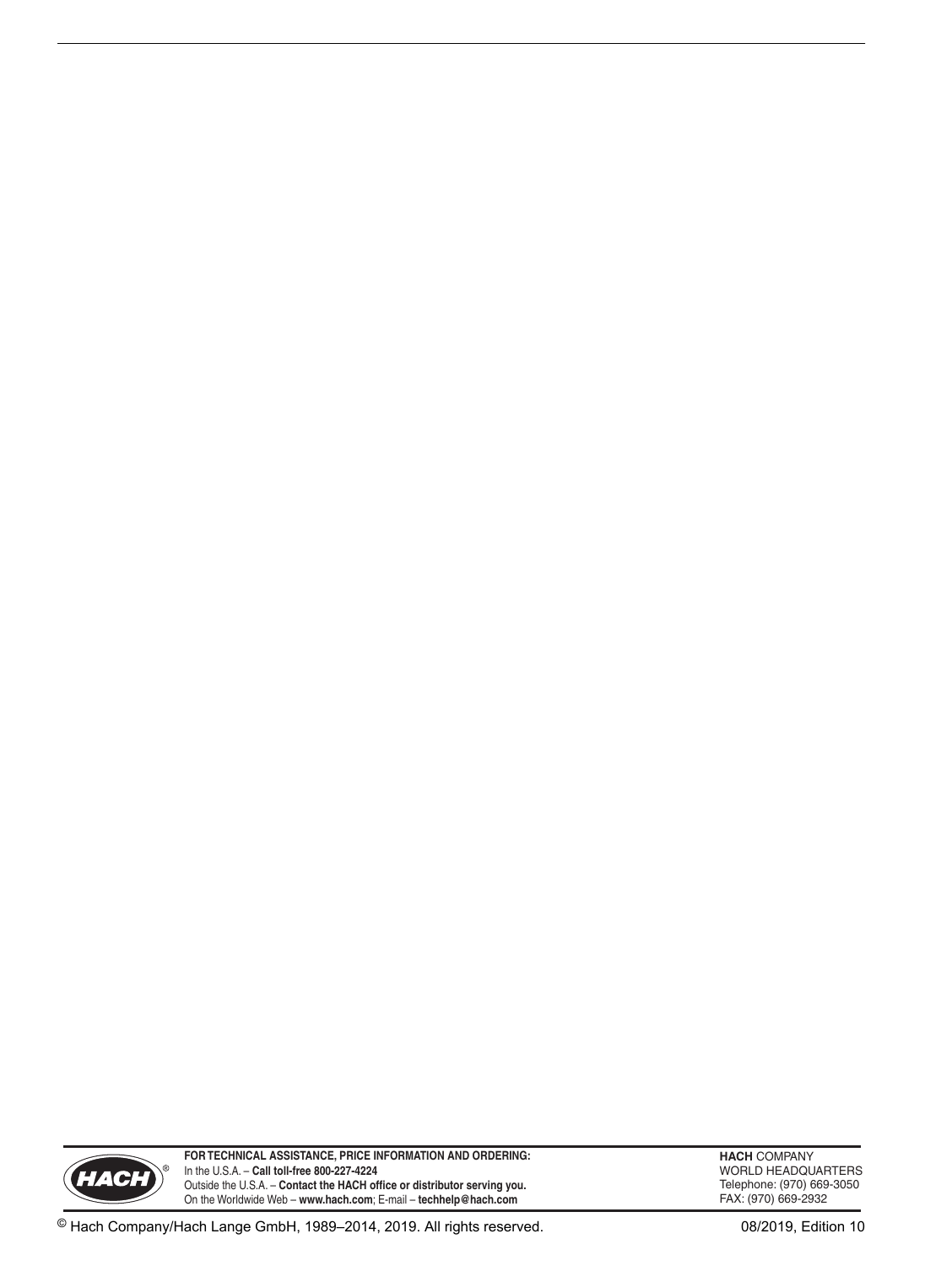**FOR TECHNICAL ASSISTANCE, PRICE INFORMATION AND ORDERING:**
In the U.S.A. – **Call toll-free 800-227-4224**
Outside the U.S.A. – **Contact the HACH office or distributor serving you.**
On the Worldwide Web – **www.hach.com**; E-mail – **techhelp@hach.com**

**HACH** COMPANY
WORLD HEADQUARTERS
Telephone: (970) 669-3050
FAX: (970) 669-2932

© Hach Company/Hach Lange GmbH, 1989–2014, 2019. All rights reserved.

08/2019, Edition 10